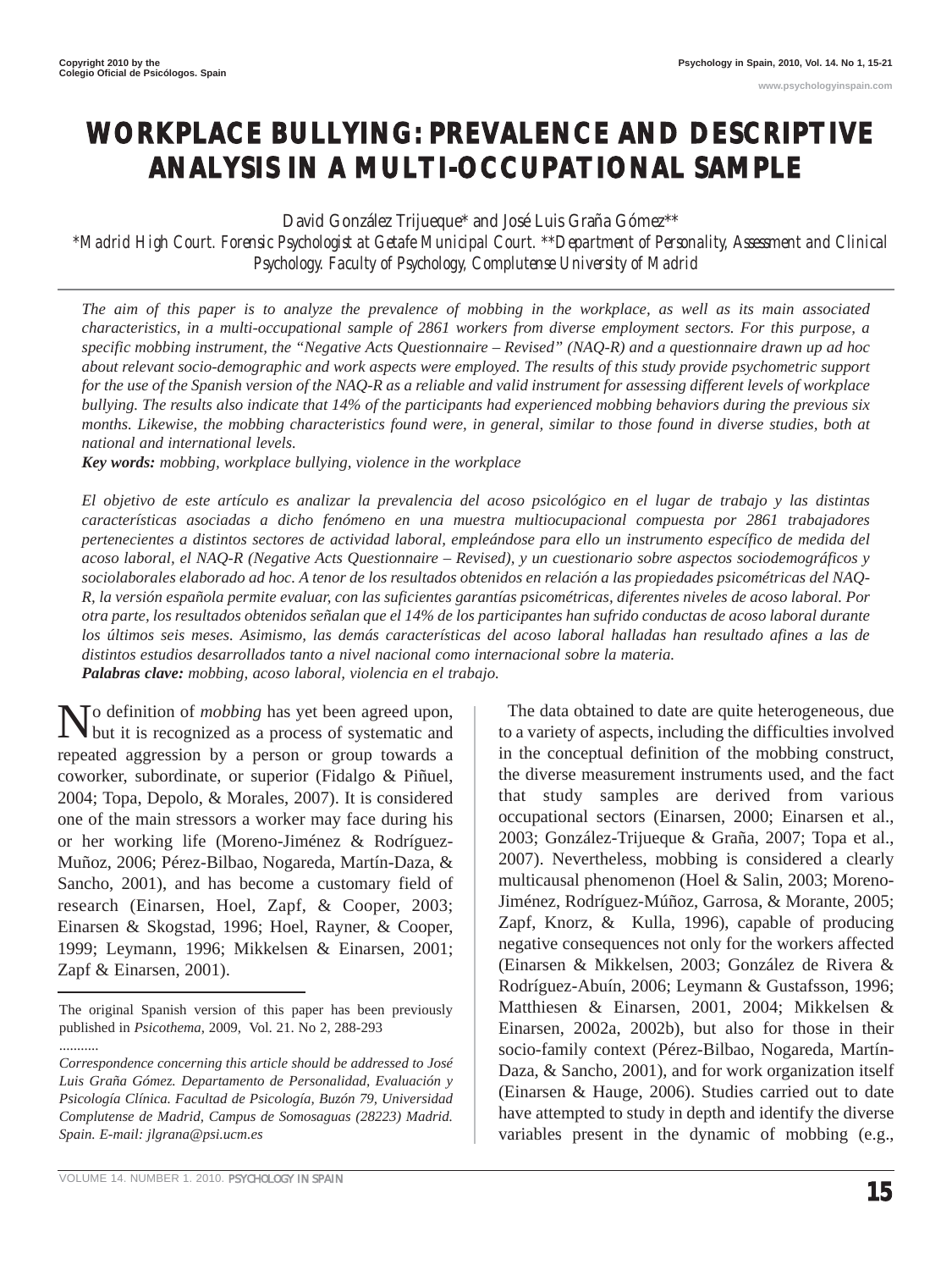# WORKPLACE BULLYING: PREVALENCE AND DESCRIPTIVE ANALYSIS IN A MULTI-OCCUPATIONAL SAMPLE

David González Trijueque* and José Luis Graña Gómez**

*\*Madrid High Court. Forensic Psychologist at Getafe Municipal Court. \*\*Department of Personality, Assessment and Clinical Psychology. Faculty of Psychology, Complutense University of Madrid*

*The aim of this paper is to analyze the prevalence of mobbing in the workplace, as well as its main associated characteristics, in a multi-occupational sample of 2861 workers from diverse employment sectors. For this purpose, a specific mobbing instrument, the "Negative Acts Questionnaire – Revised" (NAQ-R) and a questionnaire drawn up ad hoc about relevant socio-demographic and work aspects were employed. The results of this study provide psychometric support for the use of the Spanish version of the NAQ-R as a reliable and valid instrument for assessing different levels of workplace bullying. The results also indicate that 14% of the participants had experienced mobbing behaviors during the previous six months. Likewise, the mobbing characteristics found were, in general, similar to those found in diverse studies, both at national and international levels.*

***Key words:** mobbing, workplace bullying, violence in the workplace*

*El objetivo de este artículo es analizar la prevalencia del acoso psicológico en el lugar de trabajo y las distintas características asociadas a dicho fenómeno en una muestra multiocupacional compuesta por 2861 trabajadores pertenecientes a distintos sectores de actividad laboral, empleándose para ello un instrumento específico de medida del acoso laboral, el NAQ-R (Negative Acts Questionnaire – Revised), y un cuestionario sobre aspectos sociodemográficos y sociolaborales elaborado ad hoc. A tenor de los resultados obtenidos en relación a las propiedades psicométricas del NAQ-R, la versión española permite evaluar, con las suficientes garantías psicométricas, diferentes niveles de acoso laboral. Por otra parte, los resultados obtenidos señalan que el 14% de los participantes han sufrido conductas de acoso laboral durante los últimos seis meses. Asimismo, las demás características del acoso laboral halladas han resultado afines a las de distintos estudios desarrollados tanto a nivel nacional como internacional sobre la materia.*

***Palabras clave:** mobbing, acoso laboral, violencia en el trabajo.*

No definition of *mobbing* has yet been agreed upon, but it is recognized as a process of systematic and repeated aggression by a person or group towards a coworker, subordinate, or superior (Fidalgo & Piñuel, 2004; Topa, Depolo, & Morales, 2007). It is considered one of the main stressors a worker may face during his or her working life (Moreno-Jiménez & Rodríguez-Muñoz, 2006; Pérez-Bilbao, Nogareda, Martín-Daza, & Sancho, 2001), and has become a customary field of research (Einarsen, Hoel, Zapf, & Cooper, 2003; Einarsen & Skogstad, 1996; Hoel, Rayner, & Cooper, 1999; Leymann, 1996; Mikkelsen & Einarsen, 2001; Zapf & Einarsen, 2001).

The original Spanish version of this paper has been previously published in *Psicothema*, 2009, Vol. 21. No 2, 288-293

...........

*Correspondence concerning this article should be addressed to José Luis Graña Gómez. Departamento de Personalidad, Evaluación y Psicología Clínica. Facultad de Psicología, Buzón 79, Universidad Complutense de Madrid, Campus de Somosaguas (28223) Madrid. Spain. E-mail: jlgrana@psi.ucm.es*

The data obtained to date are quite heterogeneous, due to a variety of aspects, including the difficulties involved in the conceptual definition of the mobbing construct, the diverse measurement instruments used, and the fact that study samples are derived from various occupational sectors (Einarsen, 2000; Einarsen et al., 2003; González-Trijueque & Graña, 2007; Topa et al., 2007). Nevertheless, mobbing is considered a clearly multicausal phenomenon (Hoel & Salin, 2003; Moreno-Jiménez, Rodríguez-Múñoz, Garrosa, & Morante, 2005; Zapf, Knorz, & Kulla, 1996), capable of producing negative consequences not only for the workers affected (Einarsen & Mikkelsen, 2003; González de Rivera & Rodríguez-Abuín, 2006; Leymann & Gustafsson, 1996; Matthiesen & Einarsen, 2001, 2004; Mikkelsen & Einarsen, 2002a, 2002b), but also for those in their socio-family context (Pérez-Bilbao, Nogareda, Martín-Daza, & Sancho, 2001), and for work organization itself (Einarsen & Hauge, 2006). Studies carried out to date have attempted to study in depth and identify the diverse variables present in the dynamic of mobbing (e.g.,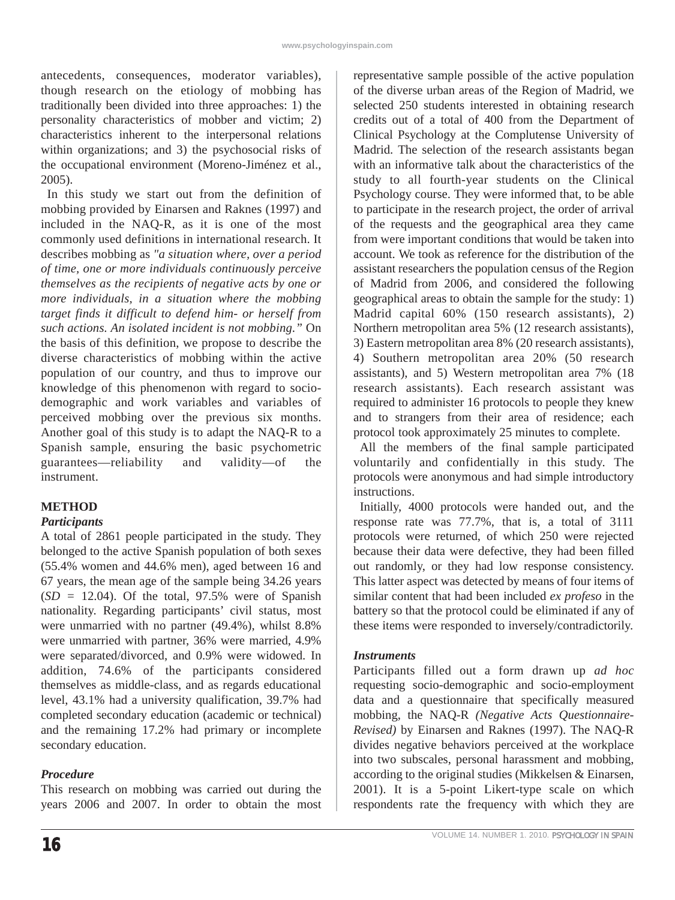antecedents, consequences, moderator variables), though research on the etiology of mobbing has traditionally been divided into three approaches: 1) the personality characteristics of mobber and victim; 2) characteristics inherent to the interpersonal relations within organizations; and 3) the psychosocial risks of the occupational environment (Moreno-Jiménez et al., 2005).

In this study we start out from the definition of mobbing provided by Einarsen and Raknes (1997) and included in the NAQ-R, as it is one of the most commonly used definitions in international research. It describes mobbing as *"a situation where, over a period of time, one or more individuals continuously perceive themselves as the recipients of negative acts by one or more individuals, in a situation where the mobbing target finds it difficult to defend him- or herself from such actions. An isolated incident is not mobbing."* On the basis of this definition, we propose to describe the diverse characteristics of mobbing within the active population of our country, and thus to improve our knowledge of this phenomenon with regard to socio-demographic and work variables and variables of perceived mobbing over the previous six months. Another goal of this study is to adapt the NAQ-R to a Spanish sample, ensuring the basic psychometric guarantees—reliability and validity—of the instrument.

## METHOD

### *Participants*

A total of 2861 people participated in the study. They belonged to the active Spanish population of both sexes (55.4% women and 44.6% men), aged between 16 and 67 years, the mean age of the sample being 34.26 years ($SD$ = 12.04). Of the total, 97.5% were of Spanish nationality. Regarding participants' civil status, most were unmarried with no partner (49.4%), whilst 8.8% were unmarried with partner, 36% were married, 4.9% were separated/divorced, and 0.9% were widowed. In addition, 74.6% of the participants considered themselves as middle-class, and as regards educational level, 43.1% had a university qualification, 39.7% had completed secondary education (academic or technical) and the remaining 17.2% had primary or incomplete secondary education.

### *Procedure*

This research on mobbing was carried out during the years 2006 and 2007. In order to obtain the most representative sample possible of the active population of the diverse urban areas of the Region of Madrid, we selected 250 students interested in obtaining research credits out of a total of 400 from the Department of Clinical Psychology at the Complutense University of Madrid. The selection of the research assistants began with an informative talk about the characteristics of the study to all fourth-year students on the Clinical Psychology course. They were informed that, to be able to participate in the research project, the order of arrival of the requests and the geographical area they came from were important conditions that would be taken into account. We took as reference for the distribution of the assistant researchers the population census of the Region of Madrid from 2006, and considered the following geographical areas to obtain the sample for the study: 1) Madrid capital 60% (150 research assistants), 2) Northern metropolitan area 5% (12 research assistants), 3) Eastern metropolitan area 8% (20 research assistants), 4) Southern metropolitan area 20% (50 research assistants), and 5) Western metropolitan area 7% (18 research assistants). Each research assistant was required to administer 16 protocols to people they knew and to strangers from their area of residence; each protocol took approximately 25 minutes to complete.

All the members of the final sample participated voluntarily and confidentially in this study. The protocols were anonymous and had simple introductory instructions.

Initially, 4000 protocols were handed out, and the response rate was 77.7%, that is, a total of 3111 protocols were returned, of which 250 were rejected because their data were defective, they had been filled out randomly, or they had low response consistency. This latter aspect was detected by means of four items of similar content that had been included *ex profeso* in the battery so that the protocol could be eliminated if any of these items were responded to inversely/contradictorily.

### *Instruments*

Participants filled out a form drawn up *ad hoc* requesting socio-demographic and socio-employment data and a questionnaire that specifically measured mobbing, the NAQ-R *(Negative Acts Questionnaire-Revised)* by Einarsen and Raknes (1997). The NAQ-R divides negative behaviors perceived at the workplace into two subscales, personal harassment and mobbing, according to the original studies (Mikkelsen & Einarsen, 2001). It is a 5-point Likert-type scale on which respondents rate the frequency with which they are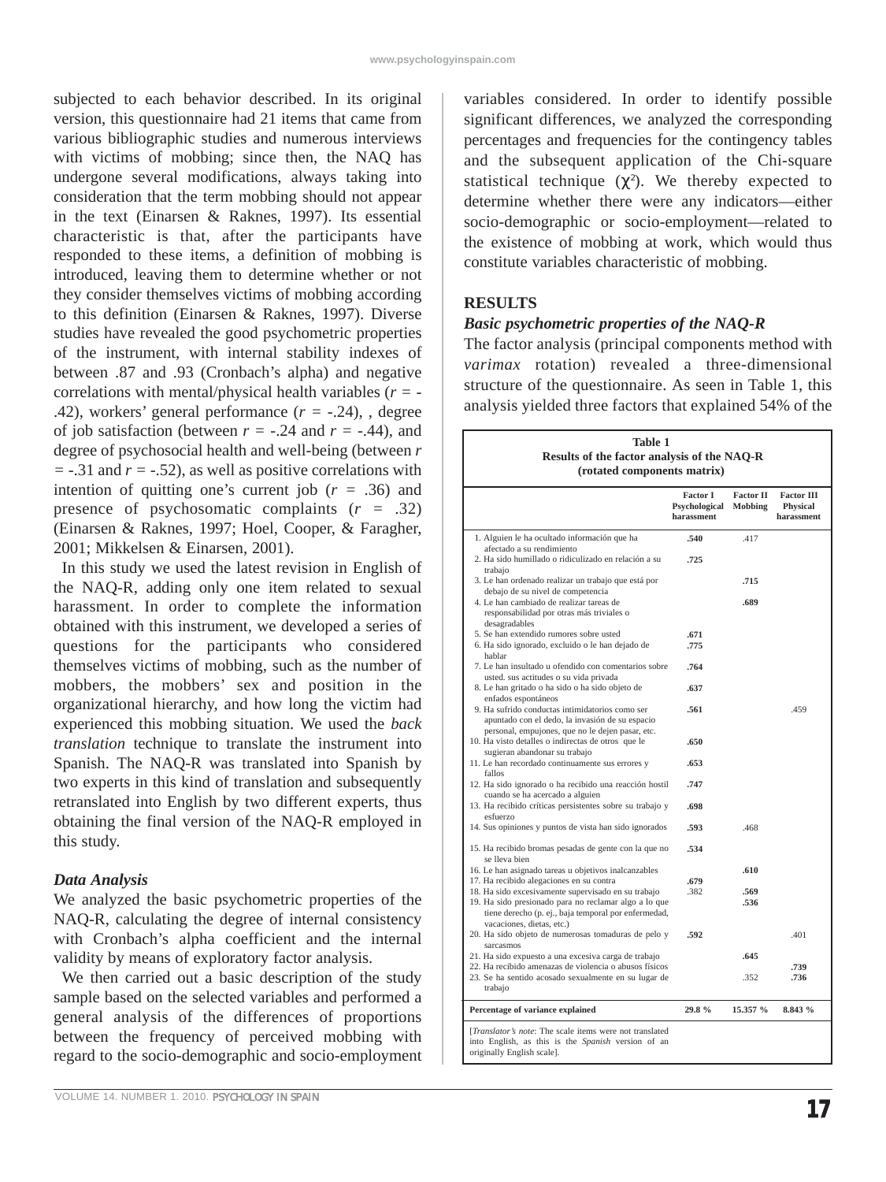subjected to each behavior described. In its original version, this questionnaire had 21 items that came from various bibliographic studies and numerous interviews with victims of mobbing; since then, the NAQ has undergone several modifications, always taking into consideration that the term mobbing should not appear in the text (Einarsen & Raknes, 1997). Its essential characteristic is that, after the participants have responded to these items, a definition of mobbing is introduced, leaving them to determine whether or not they consider themselves victims of mobbing according to this definition (Einarsen & Raknes, 1997). Diverse studies have revealed the good psychometric properties of the instrument, with internal stability indexes of between .87 and .93 (Cronbach's alpha) and negative correlations with mental/physical health variables ($r$ = -.42), workers' general performance ($r$ = -.24), , degree of job satisfaction (between $r$ = -.24 and $r$ = -.44), and degree of psychosocial health and well-being (between $r$ = -.31 and $r$ = -.52), as well as positive correlations with intention of quitting one's current job ($r$ = .36) and presence of psychosomatic complaints ($r$ = .32) (Einarsen & Raknes, 1997; Hoel, Cooper, & Faragher, 2001; Mikkelsen & Einarsen, 2001).

In this study we used the latest revision in English of the NAQ-R, adding only one item related to sexual harassment. In order to complete the information obtained with this instrument, we developed a series of questions for the participants who considered themselves victims of mobbing, such as the number of mobbers, the mobbers' sex and position in the organizational hierarchy, and how long the victim had experienced this mobbing situation. We used the *back translation* technique to translate the instrument into Spanish. The NAQ-R was translated into Spanish by two experts in this kind of translation and subsequently retranslated into English by two different experts, thus obtaining the final version of the NAQ-R employed in this study.

### *Data Analysis*

We analyzed the basic psychometric properties of the NAQ-R, calculating the degree of internal consistency with Cronbach's alpha coefficient and the internal validity by means of exploratory factor analysis.

We then carried out a basic description of the study sample based on the selected variables and performed a general analysis of the differences of proportions between the frequency of perceived mobbing with regard to the socio-demographic and socio-employment variables considered. In order to identify possible significant differences, we analyzed the corresponding percentages and frequencies for the contingency tables and the subsequent application of the Chi-square statistical technique ($\chi^2$). We thereby expected to determine whether there were any indicators—either socio-demographic or socio-employment—related to the existence of mobbing at work, which would thus constitute variables characteristic of mobbing.

## RESULTS

### *Basic psychometric properties of the NAQ-R*

The factor analysis (principal components method with *varimax* rotation) revealed a three-dimensional structure of the questionnaire. As seen in Table 1, this analysis yielded three factors that explained 54% of the

**Table 1**
**Results of the factor analysis of the NAQ-R (rotated components matrix)**

| | Factor I Psychological harassment | Factor II Mobbing | Factor III Physical harassment |
|---|---|---|---|
| 1. Alguien le ha ocultado información que ha afectado a su rendimiento | **.540** | .417 | |
| 2. Ha sido humillado o ridiculizado en relación a su trabajo | **.725** | | |
| 3. Le han ordenado realizar un trabajo que está por debajo de su nivel de competencia | | **.715** | |
| 4. Le han cambiado de realizar tareas de responsabilidad por otras más triviales o desagradables | | **.689** | |
| 5. Se han extendido rumores sobre usted | **.671** | | |
| 6. Ha sido ignorado, excluido o le han dejado de hablar | **.775** | | |
| 7. Le han insultado u ofendido con comentarios sobre usted. sus actitudes o su vida privada | **.764** | | |
| 8. Le han gritado o ha sido o ha sido objeto de enfados espontáneos | **.637** | | |
| 9. Ha sufrido conductas intimidatorios como ser apuntado con el dedo, la invasión de su espacio personal, empujones, que no le dejen pasar, etc. | **.561** | | .459 |
| 10. Ha visto detalles o indirectas de otros que le sugieran abandonar su trabajo | **.650** | | |
| 11. Le han recordado continuamente sus errores y fallos | **.653** | | |
| 12. Ha sido ignorado o ha recibido una reacción hostil cuando se ha acercado a alguien | **.747** | | |
| 13. Ha recibido críticas persistentes sobre su trabajo y esfuerzo | **.698** | | |
| 14. Sus opiniones y puntos de vista han sido ignorados | **.593** | .468 | |
| 15. Ha recibido bromas pesadas de gente con la que no se lleva bien | **.534** | | |
| 16. Le han asignado tareas u objetivos inalcanzables | | **.610** | |
| 17. Ha recibido alegaciones en su contra | **.679** | | |
| 18. Ha sido excesivamente supervisado en su trabajo | .382 | **.569** | |
| 19. Ha sido presionado para no reclamar algo a lo que tiene derecho (p. ej., baja temporal por enfermedad, vacaciones, dietas, etc.) | | **.536** | |
| 20. Ha sido objeto de numerosas tomaduras de pelo y sarcasmos | **.592** | | .401 |
| 21. Ha sido expuesto a una excesiva carga de trabajo | | **.645** | |
| 22. Ha recibido amenazas de violencia o abusos físicos | | | **.739** |
| 23. Se ha sentido acosado sexualmente en su lugar de trabajo | | .352 | **.736** |
| **Percentage of variance explained** | **29.8 %** | **15.357 %** | **8.843 %** |

[*Translator's note*: The scale items were not translated into English, as this is the *Spanish* version of an originally English scale].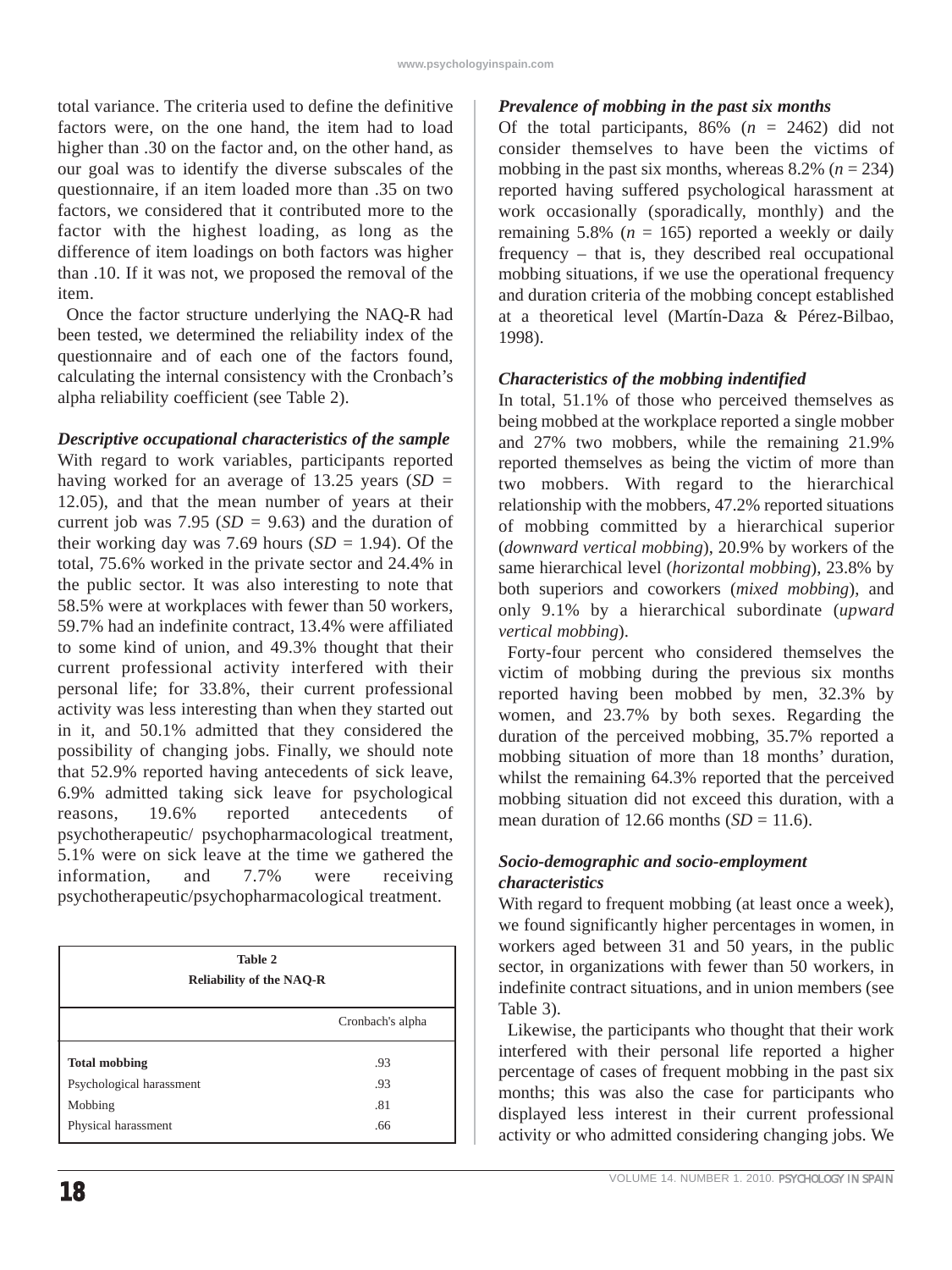total variance. The criteria used to define the definitive factors were, on the one hand, the item had to load higher than .30 on the factor and, on the other hand, as our goal was to identify the diverse subscales of the questionnaire, if an item loaded more than .35 on two factors, we considered that it contributed more to the factor with the highest loading, as long as the difference of item loadings on both factors was higher than .10. If it was not, we proposed the removal of the item.

Once the factor structure underlying the NAQ-R had been tested, we determined the reliability index of the questionnaire and of each one of the factors found, calculating the internal consistency with the Cronbach's alpha reliability coefficient (see Table 2).

### *Descriptive occupational characteristics of the sample*

With regard to work variables, participants reported having worked for an average of 13.25 years (*SD* = 12.05), and that the mean number of years at their current job was 7.95 (*SD* = 9.63) and the duration of their working day was 7.69 hours (*SD* = 1.94). Of the total, 75.6% worked in the private sector and 24.4% in the public sector. It was also interesting to note that 58.5% were at workplaces with fewer than 50 workers, 59.7% had an indefinite contract, 13.4% were affiliated to some kind of union, and 49.3% thought that their current professional activity interfered with their personal life; for 33.8%, their current professional activity was less interesting than when they started out in it, and 50.1% admitted that they considered the possibility of changing jobs. Finally, we should note that 52.9% reported having antecedents of sick leave, 6.9% admitted taking sick leave for psychological reasons, 19.6% reported antecedents of psychotherapeutic/ psychopharmacological treatment, 5.1% were on sick leave at the time we gathered the information, and 7.7% were receiving psychotherapeutic/psychopharmacological treatment.

**Table 2**
**Reliability of the NAQ-R**

| | Cronbach's alpha |
|---|---|
| **Total mobbing** | .93 |
| Psychological harassment | .93 |
| Mobbing | .81 |
| Physical harassment | .66 |

### *Prevalence of mobbing in the past six months*

Of the total participants, 86% (*n* = 2462) did not consider themselves to have been the victims of mobbing in the past six months, whereas 8.2% (*n* = 234) reported having suffered psychological harassment at work occasionally (sporadically, monthly) and the remaining 5.8% (*n* = 165) reported a weekly or daily frequency – that is, they described real occupational mobbing situations, if we use the operational frequency and duration criteria of the mobbing concept established at a theoretical level (Martín-Daza & Pérez-Bilbao, 1998).

### *Characteristics of the mobbing indentified*

In total, 51.1% of those who perceived themselves as being mobbed at the workplace reported a single mobber and 27% two mobbers, while the remaining 21.9% reported themselves as being the victim of more than two mobbers. With regard to the hierarchical relationship with the mobbers, 47.2% reported situations of mobbing committed by a hierarchical superior (*downward vertical mobbing*), 20.9% by workers of the same hierarchical level (*horizontal mobbing*), 23.8% by both superiors and coworkers (*mixed mobbing*), and only 9.1% by a hierarchical subordinate (*upward vertical mobbing*).

Forty-four percent who considered themselves the victim of mobbing during the previous six months reported having been mobbed by men, 32.3% by women, and 23.7% by both sexes. Regarding the duration of the perceived mobbing, 35.7% reported a mobbing situation of more than 18 months' duration, whilst the remaining 64.3% reported that the perceived mobbing situation did not exceed this duration, with a mean duration of 12.66 months (*SD* = 11.6).

### *Socio-demographic and socio-employment characteristics*

With regard to frequent mobbing (at least once a week), we found significantly higher percentages in women, in workers aged between 31 and 50 years, in the public sector, in organizations with fewer than 50 workers, in indefinite contract situations, and in union members (see Table 3).

Likewise, the participants who thought that their work interfered with their personal life reported a higher percentage of cases of frequent mobbing in the past six months; this was also the case for participants who displayed less interest in their current professional activity or who admitted considering changing jobs. We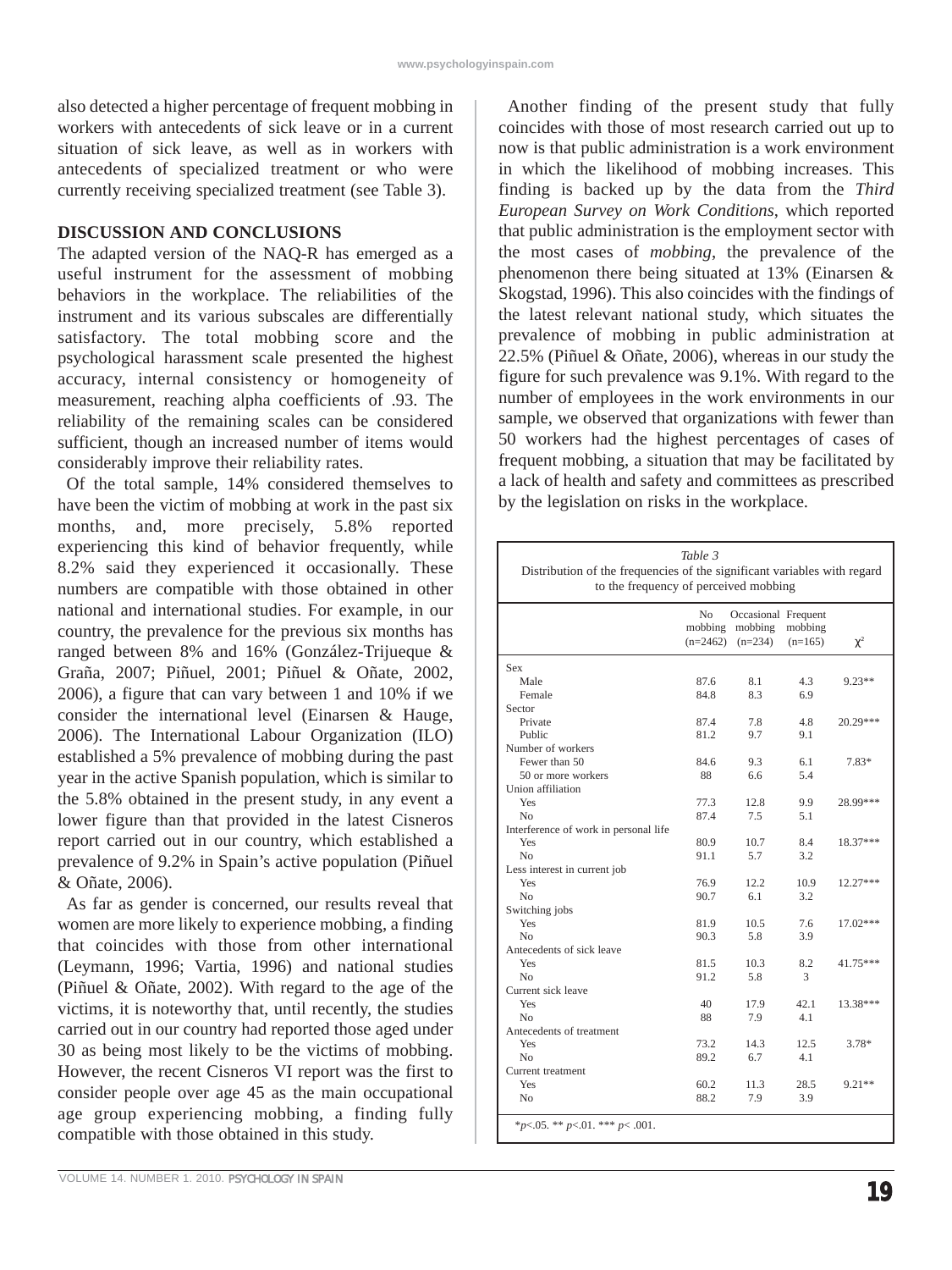also detected a higher percentage of frequent mobbing in workers with antecedents of sick leave or in a current situation of sick leave, as well as in workers with antecedents of specialized treatment or who were currently receiving specialized treatment (see Table 3).

## DISCUSSION AND CONCLUSIONS

The adapted version of the NAQ-R has emerged as a useful instrument for the assessment of mobbing behaviors in the workplace. The reliabilities of the instrument and its various subscales are differentially satisfactory. The total mobbing score and the psychological harassment scale presented the highest accuracy, internal consistency or homogeneity of measurement, reaching alpha coefficients of .93. The reliability of the remaining scales can be considered sufficient, though an increased number of items would considerably improve their reliability rates.

Of the total sample, 14% considered themselves to have been the victim of mobbing at work in the past six months, and, more precisely, 5.8% reported experiencing this kind of behavior frequently, while 8.2% said they experienced it occasionally. These numbers are compatible with those obtained in other national and international studies. For example, in our country, the prevalence for the previous six months has ranged between 8% and 16% (González-Trijueque & Graña, 2007; Piñuel, 2001; Piñuel & Oñate, 2002, 2006), a figure that can vary between 1 and 10% if we consider the international level (Einarsen & Hauge, 2006). The International Labour Organization (ILO) established a 5% prevalence of mobbing during the past year in the active Spanish population, which is similar to the 5.8% obtained in the present study, in any event a lower figure than that provided in the latest Cisneros report carried out in our country, which established a prevalence of 9.2% in Spain's active population (Piñuel & Oñate, 2006).

As far as gender is concerned, our results reveal that women are more likely to experience mobbing, a finding that coincides with those from other international (Leymann, 1996; Vartia, 1996) and national studies (Piñuel & Oñate, 2002). With regard to the age of the victims, it is noteworthy that, until recently, the studies carried out in our country had reported those aged under 30 as being most likely to be the victims of mobbing. However, the recent Cisneros VI report was the first to consider people over age 45 as the main occupational age group experiencing mobbing, a finding fully compatible with those obtained in this study.

Another finding of the present study that fully coincides with those of most research carried out up to now is that public administration is a work environment in which the likelihood of mobbing increases. This finding is backed up by the data from the *Third European Survey on Work Conditions*, which reported that public administration is the employment sector with the most cases of *mobbing*, the prevalence of the phenomenon there being situated at 13% (Einarsen & Skogstad, 1996). This also coincides with the findings of the latest relevant national study, which situates the prevalence of mobbing in public administration at 22.5% (Piñuel & Oñate, 2006), whereas in our study the figure for such prevalence was 9.1%. With regard to the number of employees in the work environments in our sample, we observed that organizations with fewer than 50 workers had the highest percentages of cases of frequent mobbing, a situation that may be facilitated by a lack of health and safety and committees as prescribed by the legislation on risks in the workplace.

*Table 3*
Distribution of the frequencies of the significant variables with regard to the frequency of perceived mobbing

| | No mobbing (n=2462) | Occasional mobbing (n=234) | Frequent mobbing (n=165) | $\chi^2$ |
|---|---|---|---|---|
| Sex | | | | |
| Male | 87.6 | 8.1 | 4.3 | 9.23** |
| Female | 84.8 | 8.3 | 6.9 | |
| Sector | | | | |
| Private | 87.4 | 7.8 | 4.8 | 20.29*** |
| Public | 81.2 | 9.7 | 9.1 | |
| Number of workers | | | | |
| Fewer than 50 | 84.6 | 9.3 | 6.1 | 7.83* |
| 50 or more workers | 88 | 6.6 | 5.4 | |
| Union affiliation | | | | |
| Yes | 77.3 | 12.8 | 9.9 | 28.99*** |
| No | 87.4 | 7.5 | 5.1 | |
| Interference of work in personal life | | | | |
| Yes | 80.9 | 10.7 | 8.4 | 18.37*** |
| No | 91.1 | 5.7 | 3.2 | |
| Less interest in current job | | | | |
| Yes | 76.9 | 12.2 | 10.9 | 12.27*** |
| No | 90.7 | 6.1 | 3.2 | |
| Switching jobs | | | | |
| Yes | 81.9 | 10.5 | 7.6 | 17.02*** |
| No | 90.3 | 5.8 | 3.9 | |
| Antecedents of sick leave | | | | |
| Yes | 81.5 | 10.3 | 8.2 | 41.75*** |
| No | 91.2 | 5.8 | 3 | |
| Current sick leave | | | | |
| Yes | 40 | 17.9 | 42.1 | 13.38*** |
| No | 88 | 7.9 | 4.1 | |
| Antecedents of treatment | | | | |
| Yes | 73.2 | 14.3 | 12.5 | 3.78* |
| No | 89.2 | 6.7 | 4.1 | |
| Current treatment | | | | |
| Yes | 60.2 | 11.3 | 28.5 | 9.21** |
| No | 88.2 | 7.9 | 3.9 | |

*$p$<.05. ** $p$<.01. *** $p$< .001.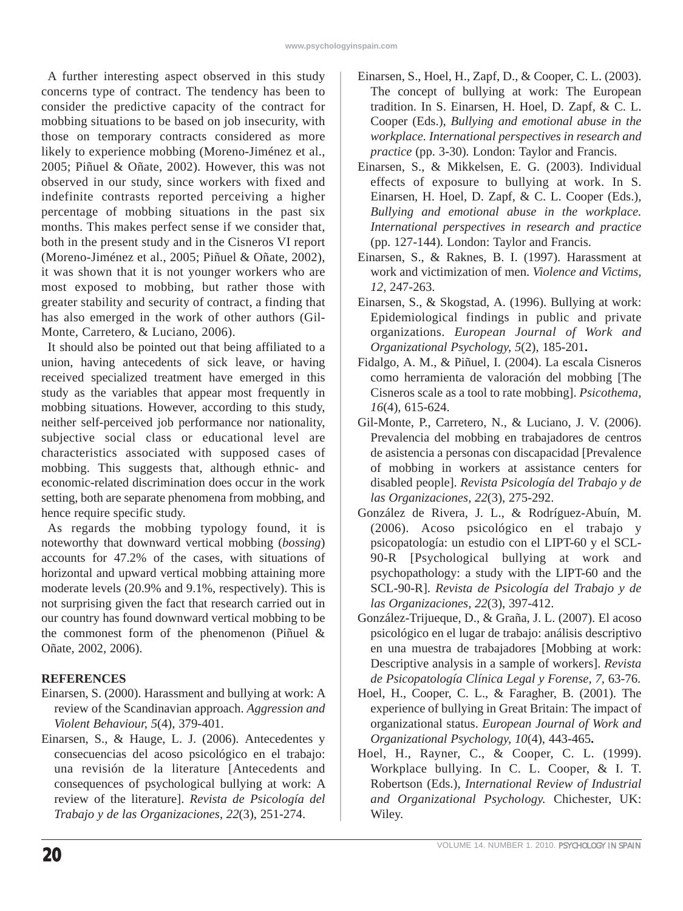A further interesting aspect observed in this study concerns type of contract. The tendency has been to consider the predictive capacity of the contract for mobbing situations to be based on job insecurity, with those on temporary contracts considered as more likely to experience mobbing (Moreno-Jiménez et al., 2005; Piñuel & Oñate, 2002). However, this was not observed in our study, since workers with fixed and indefinite contrasts reported perceiving a higher percentage of mobbing situations in the past six months. This makes perfect sense if we consider that, both in the present study and in the Cisneros VI report (Moreno-Jiménez et al., 2005; Piñuel & Oñate, 2002), it was shown that it is not younger workers who are most exposed to mobbing, but rather those with greater stability and security of contract, a finding that has also emerged in the work of other authors (Gil-Monte, Carretero, & Luciano, 2006).

It should also be pointed out that being affiliated to a union, having antecedents of sick leave, or having received specialized treatment have emerged in this study as the variables that appear most frequently in mobbing situations. However, according to this study, neither self-perceived job performance nor nationality, subjective social class or educational level are characteristics associated with supposed cases of mobbing. This suggests that, although ethnic- and economic-related discrimination does occur in the work setting, both are separate phenomena from mobbing, and hence require specific study.

As regards the mobbing typology found, it is noteworthy that downward vertical mobbing (*bossing*) accounts for 47.2% of the cases, with situations of horizontal and upward vertical mobbing attaining more moderate levels (20.9% and 9.1%, respectively). This is not surprising given the fact that research carried out in our country has found downward vertical mobbing to be the commonest form of the phenomenon (Piñuel & Oñate, 2002, 2006).

## REFERENCES

Einarsen, S. (2000). Harassment and bullying at work: A review of the Scandinavian approach. *Aggression and Violent Behaviour, 5*(4), 379-401.

Einarsen, S., & Hauge, L. J. (2006). Antecedentes y consecuencias del acoso psicológico en el trabajo: una revisión de la literatura [Antecedents and consequences of psychological bullying at work: A review of the literature]. *Revista de Psicología del Trabajo y de las Organizaciones, 22*(3), 251-274.

Einarsen, S., Hoel, H., Zapf, D., & Cooper, C. L. (2003). The concept of bullying at work: The European tradition. In S. Einarsen, H. Hoel, D. Zapf, & C. L. Cooper (Eds.), *Bullying and emotional abuse in the workplace. International perspectives in research and practice* (pp. 3-30). London: Taylor and Francis.

Einarsen, S., & Mikkelsen, E. G. (2003). Individual effects of exposure to bullying at work. In S. Einarsen, H. Hoel, D. Zapf, & C. L. Cooper (Eds.), *Bullying and emotional abuse in the workplace. International perspectives in research and practice* (pp. 127-144). London: Taylor and Francis.

Einarsen, S., & Raknes, B. I. (1997). Harassment at work and victimization of men. *Violence and Victims, 12*, 247-263.

Einarsen, S., & Skogstad, A. (1996). Bullying at work: Epidemiological findings in public and private organizations. *European Journal of Work and Organizational Psychology, 5*(2), 185-201**.**

Fidalgo, A. M., & Piñuel, I. (2004). La escala Cisneros como herramienta de valoración del mobbing [The Cisneros scale as a tool to rate mobbing]. *Psicothema, 16*(4), 615-624.

Gil-Monte, P., Carretero, N., & Luciano, J. V. (2006). Prevalencia del mobbing en trabajadores de centros de asistencia a personas con discapacidad [Prevalence of mobbing in workers at assistance centers for disabled people]. *Revista Psicología del Trabajo y de las Organizaciones, 22*(3), 275-292.

González de Rivera, J. L., & Rodríguez-Abuín, M. (2006). Acoso psicológico en el trabajo y psicopatología: un estudio con el LIPT-60 y el SCL-90-R [Psychological bullying at work and psychopathology: a study with the LIPT-60 and the SCL-90-R]. *Revista de Psicología del Trabajo y de las Organizaciones, 22*(3), 397-412.

González-Trijueque, D., & Graña, J. L. (2007). El acoso psicológico en el lugar de trabajo: análisis descriptivo en una muestra de trabajadores [Mobbing at work: Descriptive analysis in a sample of workers]. *Revista de Psicopatología Clínica Legal y Forense, 7*, 63-76.

Hoel, H., Cooper, C. L., & Faragher, B. (2001). The experience of bullying in Great Britain: The impact of organizational status. *European Journal of Work and Organizational Psychology, 10*(4), 443-465**.**

Hoel, H., Rayner, C., & Cooper, C. L. (1999). Workplace bullying. In C. L. Cooper, & I. T. Robertson (Eds.), *International Review of Industrial and Organizational Psychology.* Chichester, UK: Wiley.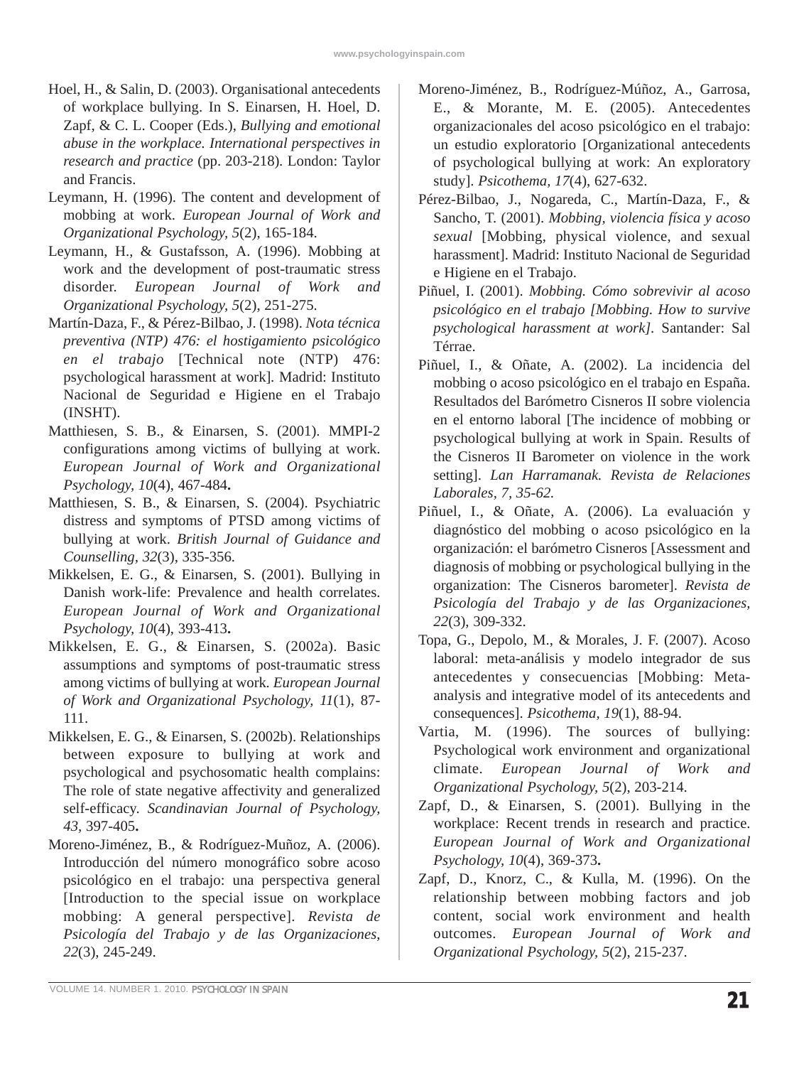Hoel, H., & Salin, D. (2003). Organisational antecedents of workplace bullying. In S. Einarsen, H. Hoel, D. Zapf, & C. L. Cooper (Eds.), *Bullying and emotional abuse in the workplace. International perspectives in research and practice* (pp. 203-218). London: Taylor and Francis.

Leymann, H. (1996). The content and development of mobbing at work. *European Journal of Work and Organizational Psychology, 5*(2), 165-184.

Leymann, H., & Gustafsson, A. (1996). Mobbing at work and the development of post-traumatic stress disorder. *European Journal of Work and Organizational Psychology, 5*(2), 251-275.

Martín-Daza, F., & Pérez-Bilbao, J. (1998). *Nota técnica preventiva (NTP) 476: el hostigamiento psicológico en el trabajo* [Technical note (NTP) 476: psychological harassment at work]. Madrid: Instituto Nacional de Seguridad e Higiene en el Trabajo (INSHT).

Matthiesen, S. B., & Einarsen, S. (2001). MMPI-2 configurations among victims of bullying at work. *European Journal of Work and Organizational Psychology, 10*(4), 467-484**.**

Matthiesen, S. B., & Einarsen, S. (2004). Psychiatric distress and symptoms of PTSD among victims of bullying at work. *British Journal of Guidance and Counselling, 32*(3), 335-356.

Mikkelsen, E. G., & Einarsen, S. (2001). Bullying in Danish work-life: Prevalence and health correlates. *European Journal of Work and Organizational Psychology, 10*(4), 393-413**.**

Mikkelsen, E. G., & Einarsen, S. (2002a). Basic assumptions and symptoms of post-traumatic stress among victims of bullying at work. *European Journal of Work and Organizational Psychology, 11*(1), 87-111.

Mikkelsen, E. G., & Einarsen, S. (2002b). Relationships between exposure to bullying at work and psychological and psychosomatic health complains: The role of state negative affectivity and generalized self-efficacy. *Scandinavian Journal of Psychology, 43,* 397-405**.**

Moreno-Jiménez, B., & Rodríguez-Muñoz, A. (2006). Introducción del número monográfico sobre acoso psicológico en el trabajo: una perspectiva general [Introduction to the special issue on workplace mobbing: A general perspective]. *Revista de Psicología del Trabajo y de las Organizaciones, 22*(3), 245-249.

Moreno-Jiménez, B., Rodríguez-Múñoz, A., Garrosa, E., & Morante, M. E. (2005). Antecedentes organizacionales del acoso psicológico en el trabajo: un estudio exploratorio [Organizational antecedents of psychological bullying at work: An exploratory study]. *Psicothema, 17*(4), 627-632.

Pérez-Bilbao, J., Nogareda, C., Martín-Daza, F., & Sancho, T. (2001). *Mobbing, violencia física y acoso sexual* [Mobbing, physical violence, and sexual harassment]. Madrid: Instituto Nacional de Seguridad e Higiene en el Trabajo.

Piñuel, I. (2001). *Mobbing. Cómo sobrevivir al acoso psicológico en el trabajo [Mobbing. How to survive psychological harassment at work]*. Santander: Sal Térrae.

Piñuel, I., & Oñate, A. (2002). La incidencia del mobbing o acoso psicológico en el trabajo en España. Resultados del Barómetro Cisneros II sobre violencia en el entorno laboral [The incidence of mobbing or psychological bullying at work in Spain. Results of the Cisneros II Barometer on violence in the work setting]. *Lan Harramanak. Revista de Relaciones Laborales, 7, 35-62.*

Piñuel, I., & Oñate, A. (2006). La evaluación y diagnóstico del mobbing o acoso psicológico en la organización: el barómetro Cisneros [Assessment and diagnosis of mobbing or psychological bullying in the organization: The Cisneros barometer]. *Revista de Psicología del Trabajo y de las Organizaciones, 22*(3), 309-332.

Topa, G., Depolo, M., & Morales, J. F. (2007). Acoso laboral: meta-análisis y modelo integrador de sus antecedentes y consecuencias [Mobbing: Meta-analysis and integrative model of its antecedents and consequences]. *Psicothema, 19*(1), 88-94.

Vartia, M. (1996). The sources of bullying: Psychological work environment and organizational climate. *European Journal of Work and Organizational Psychology, 5*(2), 203-214.

Zapf, D., & Einarsen, S. (2001). Bullying in the workplace: Recent trends in research and practice. *European Journal of Work and Organizational Psychology, 10*(4), 369-373**.**

Zapf, D., Knorz, C., & Kulla, M. (1996). On the relationship between mobbing factors and job content, social work environment and health outcomes. *European Journal of Work and Organizational Psychology, 5*(2), 215-237.